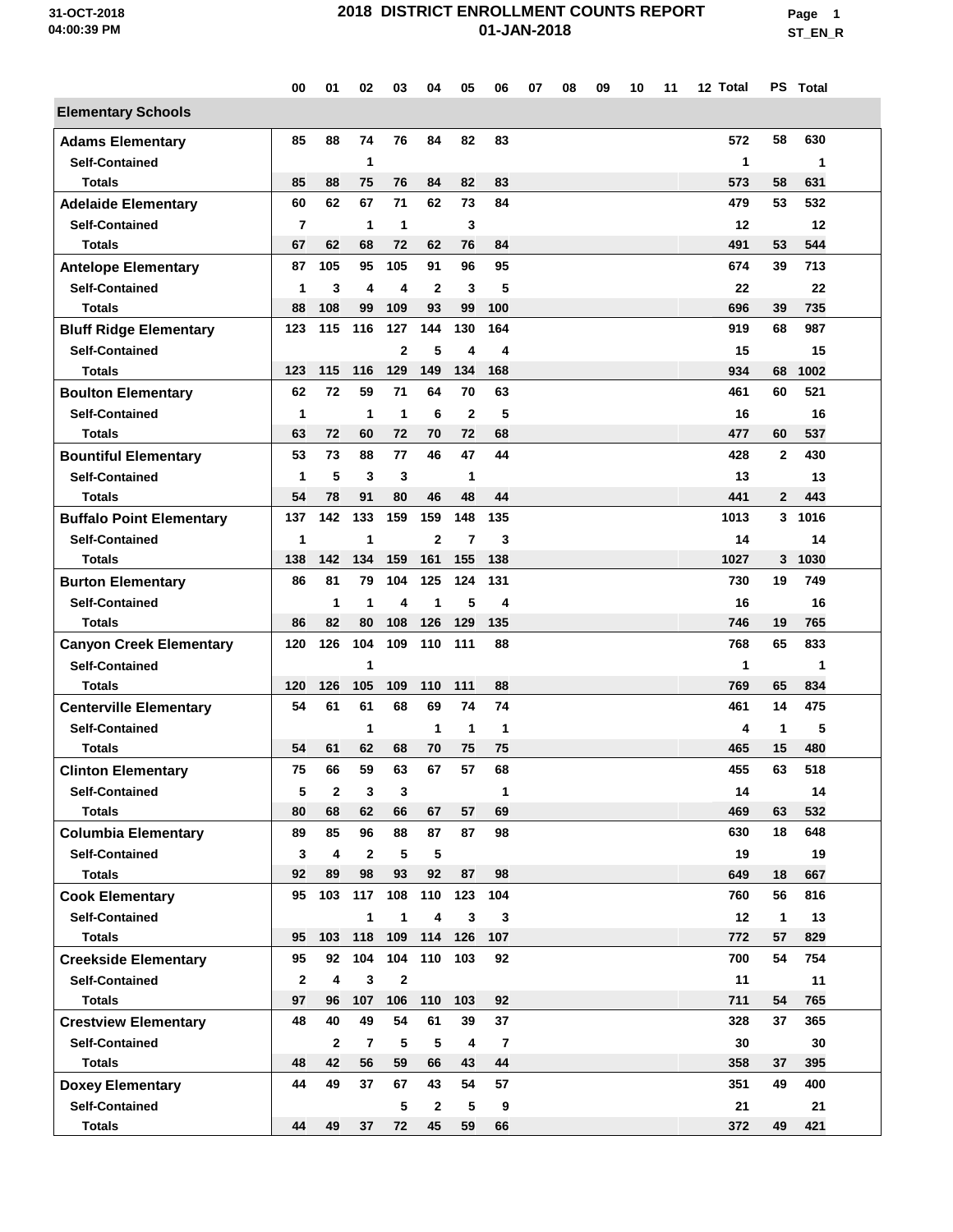# 2018 DISTRICT ENROLLMENT COUNTS REPORT

01-JAN-2018

| | 00 | 01 | 02 | 03 | 04 | 05 | 06 | 07 | 08 | 09 | 10 | 11 | 12 | Total | PS | Total |
|---|---|---|---|---|---|---|---|---|---|---|---|---|---|---|---|---|
| **Elementary Schools** | | | | | | | | | | | | | | | | |
| **Adams Elementary** | 85 | 88 | 74 | 76 | 84 | 82 | 83 | | | | | | | 572 | 58 | 630 |
| Self-Contained | | | 1 | | | | | | | | | | | 1 | | 1 |
| Totals | 85 | 88 | 75 | 76 | 84 | 82 | 83 | | | | | | | 573 | 58 | 631 |
| **Adelaide Elementary** | 60 | 62 | 67 | 71 | 62 | 73 | 84 | | | | | | | 479 | 53 | 532 |
| Self-Contained | 7 | | 1 | 1 | | 3 | | | | | | | | 12 | | 12 |
| Totals | 67 | 62 | 68 | 72 | 62 | 76 | 84 | | | | | | | 491 | 53 | 544 |
| **Antelope Elementary** | 87 | 105 | 95 | 105 | 91 | 96 | 95 | | | | | | | 674 | 39 | 713 |
| Self-Contained | 1 | 3 | 4 | 4 | 2 | 3 | 5 | | | | | | | 22 | | 22 |
| Totals | 88 | 108 | 99 | 109 | 93 | 99 | 100 | | | | | | | 696 | 39 | 735 |
| **Bluff Ridge Elementary** | 123 | 115 | 116 | 127 | 144 | 130 | 164 | | | | | | | 919 | 68 | 987 |
| Self-Contained | | | | 2 | 5 | 4 | 4 | | | | | | | 15 | | 15 |
| Totals | 123 | 115 | 116 | 129 | 149 | 134 | 168 | | | | | | | 934 | 68 | 1002 |
| **Boulton Elementary** | 62 | 72 | 59 | 71 | 64 | 70 | 63 | | | | | | | 461 | 60 | 521 |
| Self-Contained | 1 | | 1 | 1 | 6 | 2 | 5 | | | | | | | 16 | | 16 |
| Totals | 63 | 72 | 60 | 72 | 70 | 72 | 68 | | | | | | | 477 | 60 | 537 |
| **Bountiful Elementary** | 53 | 73 | 88 | 77 | 46 | 47 | 44 | | | | | | | 428 | 2 | 430 |
| Self-Contained | 1 | 5 | 3 | 3 | | 1 | | | | | | | | 13 | | 13 |
| Totals | 54 | 78 | 91 | 80 | 46 | 48 | 44 | | | | | | | 441 | 2 | 443 |
| **Buffalo Point Elementary** | 137 | 142 | 133 | 159 | 159 | 148 | 135 | | | | | | | 1013 | 3 | 1016 |
| Self-Contained | 1 | | 1 | | 2 | 7 | 3 | | | | | | | 14 | | 14 |
| Totals | 138 | 142 | 134 | 159 | 161 | 155 | 138 | | | | | | | 1027 | 3 | 1030 |
| **Burton Elementary** | 86 | 81 | 79 | 104 | 125 | 124 | 131 | | | | | | | 730 | 19 | 749 |
| Self-Contained | | 1 | 1 | 4 | 1 | 5 | 4 | | | | | | | 16 | | 16 |
| Totals | 86 | 82 | 80 | 108 | 126 | 129 | 135 | | | | | | | 746 | 19 | 765 |
| **Canyon Creek Elementary** | 120 | 126 | 104 | 109 | 110 | 111 | 88 | | | | | | | 768 | 65 | 833 |
| Self-Contained | | | 1 | | | | | | | | | | | 1 | | 1 |
| Totals | 120 | 126 | 105 | 109 | 110 | 111 | 88 | | | | | | | 769 | 65 | 834 |
| **Centerville Elementary** | 54 | 61 | 61 | 68 | 69 | 74 | 74 | | | | | | | 461 | 14 | 475 |
| Self-Contained | | | 1 | | 1 | 1 | 1 | | | | | | | 4 | 1 | 5 |
| Totals | 54 | 61 | 62 | 68 | 70 | 75 | 75 | | | | | | | 465 | 15 | 480 |
| **Clinton Elementary** | 75 | 66 | 59 | 63 | 67 | 57 | 68 | | | | | | | 455 | 63 | 518 |
| Self-Contained | 5 | 2 | 3 | 3 | | | 1 | | | | | | | 14 | | 14 |
| Totals | 80 | 68 | 62 | 66 | 67 | 57 | 69 | | | | | | | 469 | 63 | 532 |
| **Columbia Elementary** | 89 | 85 | 96 | 88 | 87 | 87 | 98 | | | | | | | 630 | 18 | 648 |
| Self-Contained | 3 | 4 | 2 | 5 | 5 | | | | | | | | | 19 | | 19 |
| Totals | 92 | 89 | 98 | 93 | 92 | 87 | 98 | | | | | | | 649 | 18 | 667 |
| **Cook Elementary** | 95 | 103 | 117 | 108 | 110 | 123 | 104 | | | | | | | 760 | 56 | 816 |
| Self-Contained | | | 1 | 1 | 4 | 3 | 3 | | | | | | | 12 | 1 | 13 |
| Totals | 95 | 103 | 118 | 109 | 114 | 126 | 107 | | | | | | | 772 | 57 | 829 |
| **Creekside Elementary** | 95 | 92 | 104 | 104 | 110 | 103 | 92 | | | | | | | 700 | 54 | 754 |
| Self-Contained | 2 | 4 | 3 | 2 | | | | | | | | | | 11 | | 11 |
| Totals | 97 | 96 | 107 | 106 | 110 | 103 | 92 | | | | | | | 711 | 54 | 765 |
| **Crestview Elementary** | 48 | 40 | 49 | 54 | 61 | 39 | 37 | | | | | | | 328 | 37 | 365 |
| Self-Contained | | 2 | 7 | 5 | 5 | 4 | 7 | | | | | | | 30 | | 30 |
| Totals | 48 | 42 | 56 | 59 | 66 | 43 | 44 | | | | | | | 358 | 37 | 395 |
| **Doxey Elementary** | 44 | 49 | 37 | 67 | 43 | 54 | 57 | | | | | | | 351 | 49 | 400 |
| Self-Contained | | | | 5 | 2 | 5 | 9 | | | | | | | 21 | | 21 |
| Totals | 44 | 49 | 37 | 72 | 45 | 59 | 66 | | | | | | | 372 | 49 | 421 |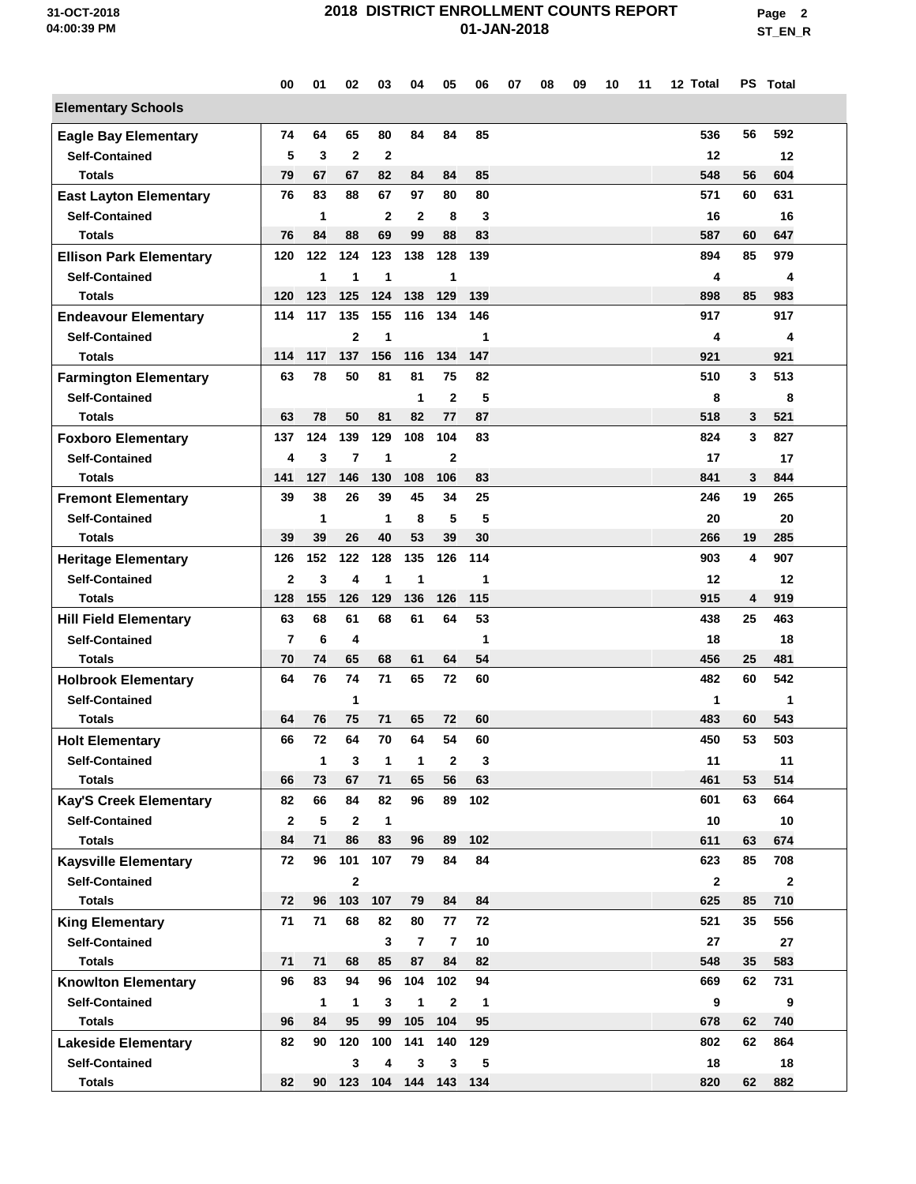| | 00 | 01 | 02 | 03 | 04 | 05 | 06 | 07 | 08 | 09 | 10 | 11 | 12 | Total | PS | Total |
|---|---|---|---|---|---|---|---|---|---|---|---|---|---|---|---|---|
| **Elementary Schools** | | | | | | | | | | | | | | | | |
| **Eagle Bay Elementary** | 74 | 64 | 65 | 80 | 84 | 84 | 85 | | | | | | | 536 | 56 | 592 |
| Self-Contained | 5 | 3 | 2 | 2 | | | | | | | | | | 12 | | 12 |
| Totals | 79 | 67 | 67 | 82 | 84 | 84 | 85 | | | | | | | 548 | 56 | 604 |
| **East Layton Elementary** | 76 | 83 | 88 | 67 | 97 | 80 | 80 | | | | | | | 571 | 60 | 631 |
| Self-Contained | | 1 | | 2 | 2 | 8 | 3 | | | | | | | 16 | | 16 |
| Totals | 76 | 84 | 88 | 69 | 99 | 88 | 83 | | | | | | | 587 | 60 | 647 |
| **Ellison Park Elementary** | 120 | 122 | 124 | 123 | 138 | 128 | 139 | | | | | | | 894 | 85 | 979 |
| Self-Contained | | 1 | 1 | 1 | | 1 | | | | | | | | 4 | | 4 |
| Totals | 120 | 123 | 125 | 124 | 138 | 129 | 139 | | | | | | | 898 | 85 | 983 |
| **Endeavour Elementary** | 114 | 117 | 135 | 155 | 116 | 134 | 146 | | | | | | | 917 | | 917 |
| Self-Contained | | | 2 | 1 | | | 1 | | | | | | | 4 | | 4 |
| Totals | 114 | 117 | 137 | 156 | 116 | 134 | 147 | | | | | | | 921 | | 921 |
| **Farmington Elementary** | 63 | 78 | 50 | 81 | 81 | 75 | 82 | | | | | | | 510 | 3 | 513 |
| Self-Contained | | | | | 1 | 2 | 5 | | | | | | | 8 | | 8 |
| Totals | 63 | 78 | 50 | 81 | 82 | 77 | 87 | | | | | | | 518 | 3 | 521 |
| **Foxboro Elementary** | 137 | 124 | 139 | 129 | 108 | 104 | 83 | | | | | | | 824 | 3 | 827 |
| Self-Contained | 4 | 3 | 7 | 1 | | 2 | | | | | | | | 17 | | 17 |
| Totals | 141 | 127 | 146 | 130 | 108 | 106 | 83 | | | | | | | 841 | 3 | 844 |
| **Fremont Elementary** | 39 | 38 | 26 | 39 | 45 | 34 | 25 | | | | | | | 246 | 19 | 265 |
| Self-Contained | | 1 | | 1 | 8 | 5 | 5 | | | | | | | 20 | | 20 |
| Totals | 39 | 39 | 26 | 40 | 53 | 39 | 30 | | | | | | | 266 | 19 | 285 |
| **Heritage Elementary** | 126 | 152 | 122 | 128 | 135 | 126 | 114 | | | | | | | 903 | 4 | 907 |
| Self-Contained | 2 | 3 | 4 | 1 | 1 | | 1 | | | | | | | 12 | | 12 |
| Totals | 128 | 155 | 126 | 129 | 136 | 126 | 115 | | | | | | | 915 | 4 | 919 |
| **Hill Field Elementary** | 63 | 68 | 61 | 68 | 61 | 64 | 53 | | | | | | | 438 | 25 | 463 |
| Self-Contained | 7 | 6 | 4 | | | | 1 | | | | | | | 18 | | 18 |
| Totals | 70 | 74 | 65 | 68 | 61 | 64 | 54 | | | | | | | 456 | 25 | 481 |
| **Holbrook Elementary** | 64 | 76 | 74 | 71 | 65 | 72 | 60 | | | | | | | 482 | 60 | 542 |
| Self-Contained | | | 1 | | | | | | | | | | | 1 | | 1 |
| Totals | 64 | 76 | 75 | 71 | 65 | 72 | 60 | | | | | | | 483 | 60 | 543 |
| **Holt Elementary** | 66 | 72 | 64 | 70 | 64 | 54 | 60 | | | | | | | 450 | 53 | 503 |
| Self-Contained | | 1 | 3 | 1 | 1 | 2 | 3 | | | | | | | 11 | | 11 |
| Totals | 66 | 73 | 67 | 71 | 65 | 56 | 63 | | | | | | | 461 | 53 | 514 |
| **Kay'S Creek Elementary** | 82 | 66 | 84 | 82 | 96 | 89 | 102 | | | | | | | 601 | 63 | 664 |
| Self-Contained | 2 | 5 | 2 | 1 | | | | | | | | | | 10 | | 10 |
| Totals | 84 | 71 | 86 | 83 | 96 | 89 | 102 | | | | | | | 611 | 63 | 674 |
| **Kaysville Elementary** | 72 | 96 | 101 | 107 | 79 | 84 | 84 | | | | | | | 623 | 85 | 708 |
| Self-Contained | | | 2 | | | | | | | | | | | 2 | | 2 |
| Totals | 72 | 96 | 103 | 107 | 79 | 84 | 84 | | | | | | | 625 | 85 | 710 |
| **King Elementary** | 71 | 71 | 68 | 82 | 80 | 77 | 72 | | | | | | | 521 | 35 | 556 |
| Self-Contained | | | | 3 | 7 | 7 | 10 | | | | | | | 27 | | 27 |
| Totals | 71 | 71 | 68 | 85 | 87 | 84 | 82 | | | | | | | 548 | 35 | 583 |
| **Knowlton Elementary** | 96 | 83 | 94 | 96 | 104 | 102 | 94 | | | | | | | 669 | 62 | 731 |
| Self-Contained | | 1 | 1 | 3 | 1 | 2 | 1 | | | | | | | 9 | | 9 |
| Totals | 96 | 84 | 95 | 99 | 105 | 104 | 95 | | | | | | | 678 | 62 | 740 |
| **Lakeside Elementary** | 82 | 90 | 120 | 100 | 141 | 140 | 129 | | | | | | | 802 | 62 | 864 |
| Self-Contained | | | 3 | 4 | 3 | 3 | 5 | | | | | | | 18 | | 18 |
| Totals | 82 | 90 | 123 | 104 | 144 | 143 | 134 | | | | | | | 820 | 62 | 882 |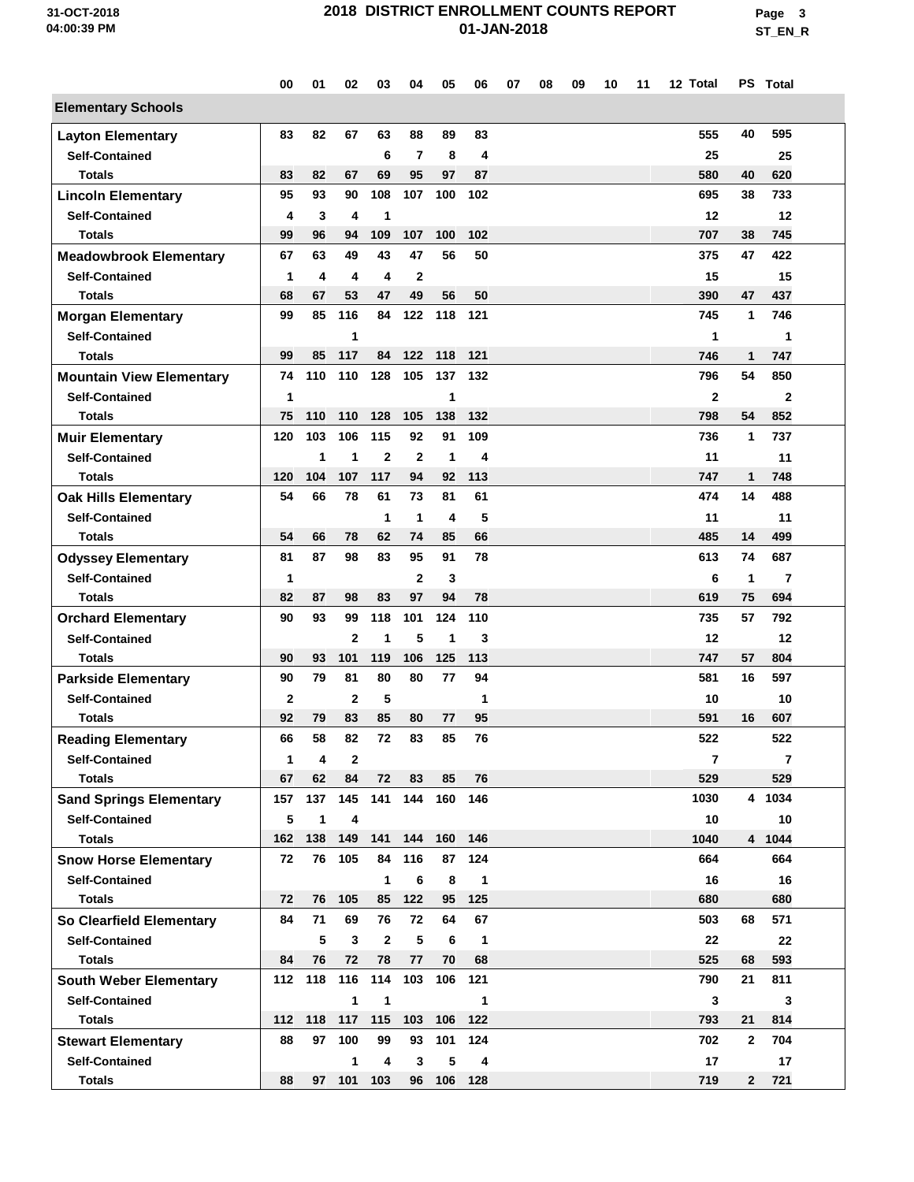# 2018 DISTRICT ENROLLMENT COUNTS REPORT

01-JAN-2018

| | 00 | 01 | 02 | 03 | 04 | 05 | 06 | 07 | 08 | 09 | 10 | 11 | 12 | Total | PS | Total |
|---|---|---|---|---|---|---|---|---|---|---|---|---|---|---|---|---|
| **Elementary Schools** | | | | | | | | | | | | | | | | |
| **Layton Elementary** | 83 | 82 | 67 | 63 | 88 | 89 | 83 | | | | | | | 555 | 40 | 595 |
| Self-Contained | | | | 6 | 7 | 8 | 4 | | | | | | | 25 | | 25 |
| Totals | 83 | 82 | 67 | 69 | 95 | 97 | 87 | | | | | | | 580 | 40 | 620 |
| **Lincoln Elementary** | 95 | 93 | 90 | 108 | 107 | 100 | 102 | | | | | | | 695 | 38 | 733 |
| Self-Contained | 4 | 3 | 4 | 1 | | | | | | | | | | 12 | | 12 |
| Totals | 99 | 96 | 94 | 109 | 107 | 100 | 102 | | | | | | | 707 | 38 | 745 |
| **Meadowbrook Elementary** | 67 | 63 | 49 | 43 | 47 | 56 | 50 | | | | | | | 375 | 47 | 422 |
| Self-Contained | 1 | 4 | 4 | 4 | 2 | | | | | | | | | 15 | | 15 |
| Totals | 68 | 67 | 53 | 47 | 49 | 56 | 50 | | | | | | | 390 | 47 | 437 |
| **Morgan Elementary** | 99 | 85 | 116 | 84 | 122 | 118 | 121 | | | | | | | 745 | 1 | 746 |
| Self-Contained | | | 1 | | | | | | | | | | | 1 | | 1 |
| Totals | 99 | 85 | 117 | 84 | 122 | 118 | 121 | | | | | | | 746 | 1 | 747 |
| **Mountain View Elementary** | 74 | 110 | 110 | 128 | 105 | 137 | 132 | | | | | | | 796 | 54 | 850 |
| Self-Contained | 1 | | | | | 1 | | | | | | | | 2 | | 2 |
| Totals | 75 | 110 | 110 | 128 | 105 | 138 | 132 | | | | | | | 798 | 54 | 852 |
| **Muir Elementary** | 120 | 103 | 106 | 115 | 92 | 91 | 109 | | | | | | | 736 | 1 | 737 |
| Self-Contained | | 1 | 1 | 2 | 2 | 1 | 4 | | | | | | | 11 | | 11 |
| Totals | 120 | 104 | 107 | 117 | 94 | 92 | 113 | | | | | | | 747 | 1 | 748 |
| **Oak Hills Elementary** | 54 | 66 | 78 | 61 | 73 | 81 | 61 | | | | | | | 474 | 14 | 488 |
| Self-Contained | | | | 1 | 1 | 4 | 5 | | | | | | | 11 | | 11 |
| Totals | 54 | 66 | 78 | 62 | 74 | 85 | 66 | | | | | | | 485 | 14 | 499 |
| **Odyssey Elementary** | 81 | 87 | 98 | 83 | 95 | 91 | 78 | | | | | | | 613 | 74 | 687 |
| Self-Contained | 1 | | | | 2 | 3 | | | | | | | | 6 | 1 | 7 |
| Totals | 82 | 87 | 98 | 83 | 97 | 94 | 78 | | | | | | | 619 | 75 | 694 |
| **Orchard Elementary** | 90 | 93 | 99 | 118 | 101 | 124 | 110 | | | | | | | 735 | 57 | 792 |
| Self-Contained | | | 2 | 1 | 5 | 1 | 3 | | | | | | | 12 | | 12 |
| Totals | 90 | 93 | 101 | 119 | 106 | 125 | 113 | | | | | | | 747 | 57 | 804 |
| **Parkside Elementary** | 90 | 79 | 81 | 80 | 80 | 77 | 94 | | | | | | | 581 | 16 | 597 |
| Self-Contained | 2 | | 2 | 5 | | | 1 | | | | | | | 10 | | 10 |
| Totals | 92 | 79 | 83 | 85 | 80 | 77 | 95 | | | | | | | 591 | 16 | 607 |
| **Reading Elementary** | 66 | 58 | 82 | 72 | 83 | 85 | 76 | | | | | | | 522 | | 522 |
| Self-Contained | 1 | 4 | 2 | | | | | | | | | | | 7 | | 7 |
| Totals | 67 | 62 | 84 | 72 | 83 | 85 | 76 | | | | | | | 529 | | 529 |
| **Sand Springs Elementary** | 157 | 137 | 145 | 141 | 144 | 160 | 146 | | | | | | | 1030 | 4 | 1034 |
| Self-Contained | 5 | 1 | 4 | | | | | | | | | | | 10 | | 10 |
| Totals | 162 | 138 | 149 | 141 | 144 | 160 | 146 | | | | | | | 1040 | 4 | 1044 |
| **Snow Horse Elementary** | 72 | 76 | 105 | 84 | 116 | 87 | 124 | | | | | | | 664 | | 664 |
| Self-Contained | | | | 1 | 6 | 8 | 1 | | | | | | | 16 | | 16 |
| Totals | 72 | 76 | 105 | 85 | 122 | 95 | 125 | | | | | | | 680 | | 680 |
| **So Clearfield Elementary** | 84 | 71 | 69 | 76 | 72 | 64 | 67 | | | | | | | 503 | 68 | 571 |
| Self-Contained | | 5 | 3 | 2 | 5 | 6 | 1 | | | | | | | 22 | | 22 |
| Totals | 84 | 76 | 72 | 78 | 77 | 70 | 68 | | | | | | | 525 | 68 | 593 |
| **South Weber Elementary** | 112 | 118 | 116 | 114 | 103 | 106 | 121 | | | | | | | 790 | 21 | 811 |
| Self-Contained | | | 1 | 1 | | | 1 | | | | | | | 3 | | 3 |
| Totals | 112 | 118 | 117 | 115 | 103 | 106 | 122 | | | | | | | 793 | 21 | 814 |
| **Stewart Elementary** | 88 | 97 | 100 | 99 | 93 | 101 | 124 | | | | | | | 702 | 2 | 704 |
| Self-Contained | | | 1 | 4 | 3 | 5 | 4 | | | | | | | 17 | | 17 |
| Totals | 88 | 97 | 101 | 103 | 96 | 106 | 128 | | | | | | | 719 | 2 | 721 |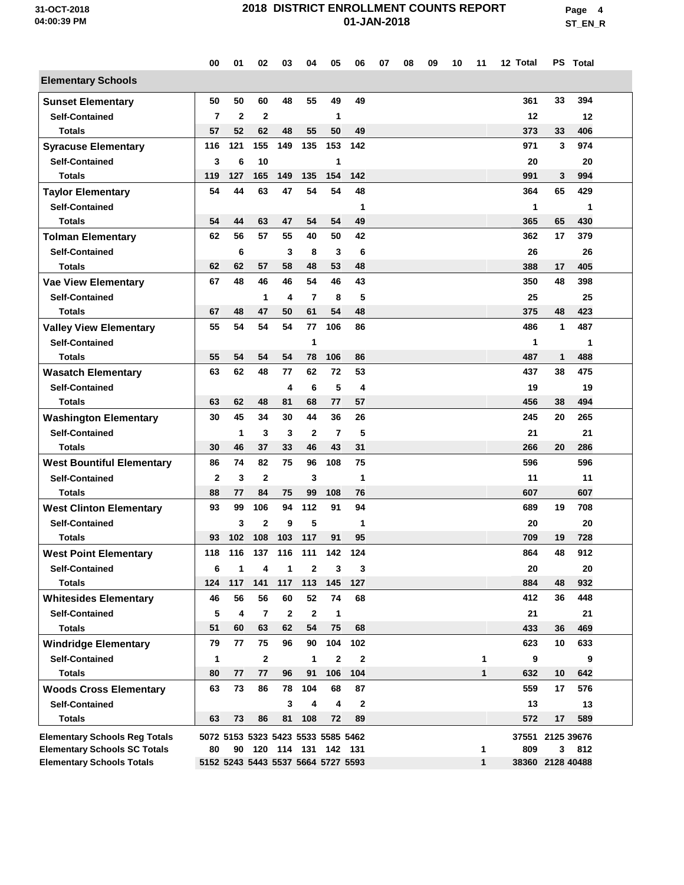| | 00 | 01 | 02 | 03 | 04 | 05 | 06 | 07 | 08 | 09 | 10 | 11 | 12 | Total | PS | Total |
|---|---|---|---|---|---|---|---|---|---|---|---|---|---|---|---|---|
| **Elementary Schools** | | | | | | | | | | | | | | | | |
| **Sunset Elementary** | 50 | 50 | 60 | 48 | 55 | 49 | 49 | | | | | | | 361 | 33 | 394 |
| Self-Contained | 7 | 2 | 2 | | | 1 | | | | | | | | 12 | | 12 |
| Totals | 57 | 52 | 62 | 48 | 55 | 50 | 49 | | | | | | | 373 | 33 | 406 |
| **Syracuse Elementary** | 116 | 121 | 155 | 149 | 135 | 153 | 142 | | | | | | | 971 | 3 | 974 |
| Self-Contained | 3 | 6 | 10 | | | 1 | | | | | | | | 20 | | 20 |
| Totals | 119 | 127 | 165 | 149 | 135 | 154 | 142 | | | | | | | 991 | 3 | 994 |
| **Taylor Elementary** | 54 | 44 | 63 | 47 | 54 | 54 | 48 | | | | | | | 364 | 65 | 429 |
| Self-Contained | | | | | | | 1 | | | | | | | 1 | | 1 |
| Totals | 54 | 44 | 63 | 47 | 54 | 54 | 49 | | | | | | | 365 | 65 | 430 |
| **Tolman Elementary** | 62 | 56 | 57 | 55 | 40 | 50 | 42 | | | | | | | 362 | 17 | 379 |
| Self-Contained | | 6 | | 3 | 8 | 3 | 6 | | | | | | | 26 | | 26 |
| Totals | 62 | 62 | 57 | 58 | 48 | 53 | 48 | | | | | | | 388 | 17 | 405 |
| **Vae View Elementary** | 67 | 48 | 46 | 46 | 54 | 46 | 43 | | | | | | | 350 | 48 | 398 |
| Self-Contained | | | 1 | 4 | 7 | 8 | 5 | | | | | | | 25 | | 25 |
| Totals | 67 | 48 | 47 | 50 | 61 | 54 | 48 | | | | | | | 375 | 48 | 423 |
| **Valley View Elementary** | 55 | 54 | 54 | 54 | 77 | 106 | 86 | | | | | | | 486 | 1 | 487 |
| Self-Contained | | | | | 1 | | | | | | | | | 1 | | 1 |
| Totals | 55 | 54 | 54 | 54 | 78 | 106 | 86 | | | | | | | 487 | 1 | 488 |
| **Wasatch Elementary** | 63 | 62 | 48 | 77 | 62 | 72 | 53 | | | | | | | 437 | 38 | 475 |
| Self-Contained | | | | 4 | 6 | 5 | 4 | | | | | | | 19 | | 19 |
| Totals | 63 | 62 | 48 | 81 | 68 | 77 | 57 | | | | | | | 456 | 38 | 494 |
| **Washington Elementary** | 30 | 45 | 34 | 30 | 44 | 36 | 26 | | | | | | | 245 | 20 | 265 |
| Self-Contained | | 1 | 3 | 3 | 2 | 7 | 5 | | | | | | | 21 | | 21 |
| Totals | 30 | 46 | 37 | 33 | 46 | 43 | 31 | | | | | | | 266 | 20 | 286 |
| **West Bountiful Elementary** | 86 | 74 | 82 | 75 | 96 | 108 | 75 | | | | | | | 596 | | 596 |
| Self-Contained | 2 | 3 | 2 | | 3 | | 1 | | | | | | | 11 | | 11 |
| Totals | 88 | 77 | 84 | 75 | 99 | 108 | 76 | | | | | | | 607 | | 607 |
| **West Clinton Elementary** | 93 | 99 | 106 | 94 | 112 | 91 | 94 | | | | | | | 689 | 19 | 708 |
| Self-Contained | | 3 | 2 | 9 | 5 | | 1 | | | | | | | 20 | | 20 |
| Totals | 93 | 102 | 108 | 103 | 117 | 91 | 95 | | | | | | | 709 | 19 | 728 |
| **West Point Elementary** | 118 | 116 | 137 | 116 | 111 | 142 | 124 | | | | | | | 864 | 48 | 912 |
| Self-Contained | 6 | 1 | 4 | 1 | 2 | 3 | 3 | | | | | | | 20 | | 20 |
| Totals | 124 | 117 | 141 | 117 | 113 | 145 | 127 | | | | | | | 884 | 48 | 932 |
| **Whitesides Elementary** | 46 | 56 | 56 | 60 | 52 | 74 | 68 | | | | | | | 412 | 36 | 448 |
| Self-Contained | 5 | 4 | 7 | 2 | 2 | 1 | | | | | | | | 21 | | 21 |
| Totals | 51 | 60 | 63 | 62 | 54 | 75 | 68 | | | | | | | 433 | 36 | 469 |
| **Windridge Elementary** | 79 | 77 | 75 | 96 | 90 | 104 | 102 | | | | | | | 623 | 10 | 633 |
| Self-Contained | 1 | | 2 | | 1 | 2 | 2 | | | | | 1 | | 9 | | 9 |
| Totals | 80 | 77 | 77 | 96 | 91 | 106 | 104 | | | | | 1 | | 632 | 10 | 642 |
| **Woods Cross Elementary** | 63 | 73 | 86 | 78 | 104 | 68 | 87 | | | | | | | 559 | 17 | 576 |
| Self-Contained | | | | 3 | 4 | 4 | 2 | | | | | | | 13 | | 13 |
| Totals | 63 | 73 | 86 | 81 | 108 | 72 | 89 | | | | | | | 572 | 17 | 589 |
| **Elementary Schools Reg Totals** | 5072 | 5153 | 5323 | 5423 | 5533 | 5585 | 5462 | | | | | | | 37551 | 2125 | 39676 |
| **Elementary Schools SC Totals** | 80 | 90 | 120 | 114 | 131 | 142 | 131 | | | | | 1 | | 809 | 3 | 812 |
| **Elementary Schools Totals** | 5152 | 5243 | 5443 | 5537 | 5664 | 5727 | 5593 | | | | | 1 | | 38360 | 2128 | 40488 |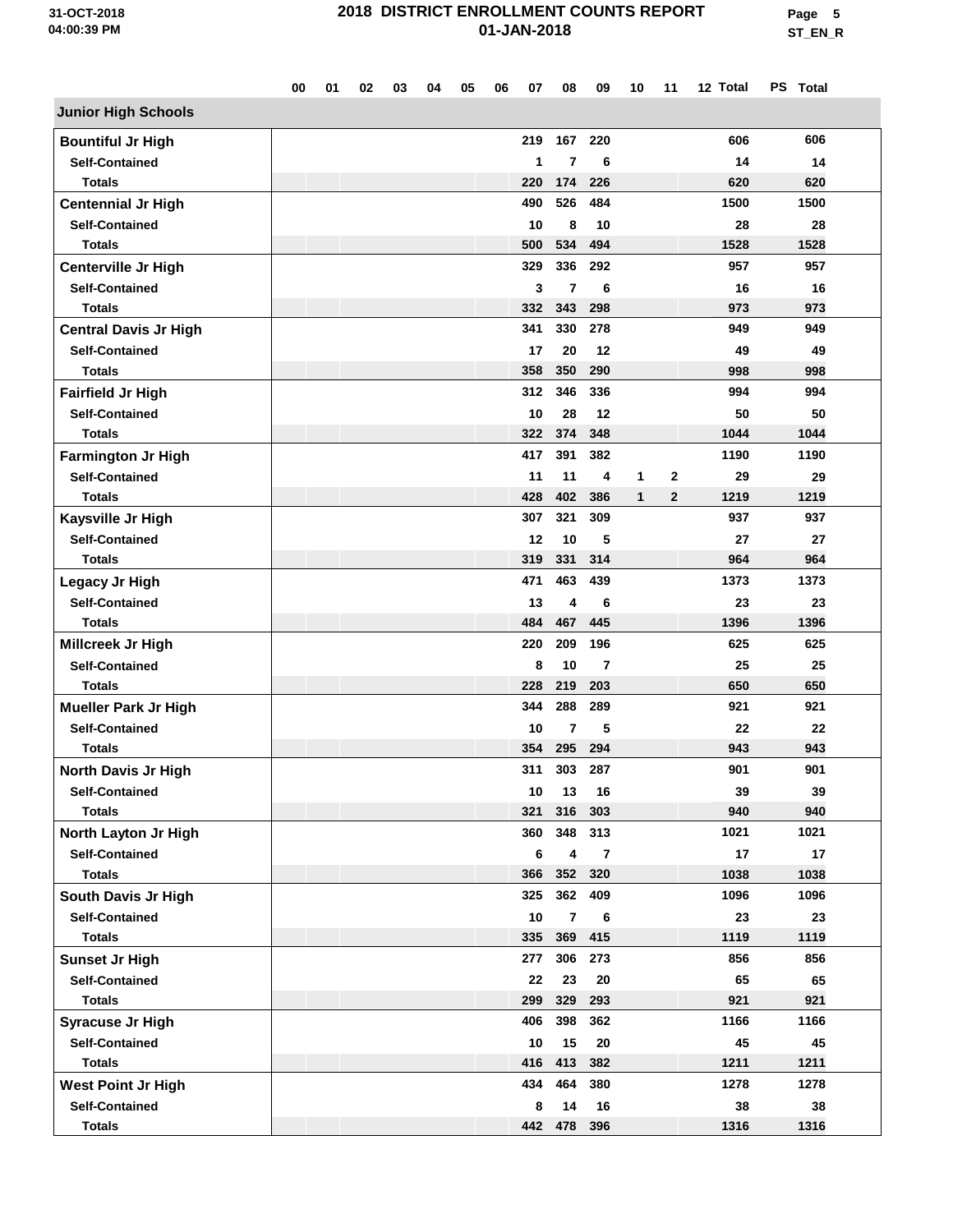# 2018 DISTRICT ENROLLMENT COUNTS REPORT

## 01-JAN-2018

| | 00 | 01 | 02 | 03 | 04 | 05 | 06 | 07 | 08 | 09 | 10 | 11 | 12 | Total | PS | Total |
|---|---|---|---|---|---|---|---|---|---|---|---|---|---|---|---|---|
| **Junior High Schools** | | | | | | | | | | | | | | | | |
| **Bountiful Jr High** | | | | | | | | 219 | 167 | 220 | | | | 606 | | 606 |
| Self-Contained | | | | | | | | 1 | 7 | 6 | | | | 14 | | 14 |
| Totals | | | | | | | | 220 | 174 | 226 | | | | 620 | | 620 |
| **Centennial Jr High** | | | | | | | | 490 | 526 | 484 | | | | 1500 | | 1500 |
| Self-Contained | | | | | | | | 10 | 8 | 10 | | | | 28 | | 28 |
| Totals | | | | | | | | 500 | 534 | 494 | | | | 1528 | | 1528 |
| **Centerville Jr High** | | | | | | | | 329 | 336 | 292 | | | | 957 | | 957 |
| Self-Contained | | | | | | | | 3 | 7 | 6 | | | | 16 | | 16 |
| Totals | | | | | | | | 332 | 343 | 298 | | | | 973 | | 973 |
| **Central Davis Jr High** | | | | | | | | 341 | 330 | 278 | | | | 949 | | 949 |
| Self-Contained | | | | | | | | 17 | 20 | 12 | | | | 49 | | 49 |
| Totals | | | | | | | | 358 | 350 | 290 | | | | 998 | | 998 |
| **Fairfield Jr High** | | | | | | | | 312 | 346 | 336 | | | | 994 | | 994 |
| Self-Contained | | | | | | | | 10 | 28 | 12 | | | | 50 | | 50 |
| Totals | | | | | | | | 322 | 374 | 348 | | | | 1044 | | 1044 |
| **Farmington Jr High** | | | | | | | | 417 | 391 | 382 | | | | 1190 | | 1190 |
| Self-Contained | | | | | | | | 11 | 11 | 4 | 1 | 2 | | 29 | | 29 |
| Totals | | | | | | | | 428 | 402 | 386 | 1 | 2 | | 1219 | | 1219 |
| **Kaysville Jr High** | | | | | | | | 307 | 321 | 309 | | | | 937 | | 937 |
| Self-Contained | | | | | | | | 12 | 10 | 5 | | | | 27 | | 27 |
| Totals | | | | | | | | 319 | 331 | 314 | | | | 964 | | 964 |
| **Legacy Jr High** | | | | | | | | 471 | 463 | 439 | | | | 1373 | | 1373 |
| Self-Contained | | | | | | | | 13 | 4 | 6 | | | | 23 | | 23 |
| Totals | | | | | | | | 484 | 467 | 445 | | | | 1396 | | 1396 |
| **Millcreek Jr High** | | | | | | | | 220 | 209 | 196 | | | | 625 | | 625 |
| Self-Contained | | | | | | | | 8 | 10 | 7 | | | | 25 | | 25 |
| Totals | | | | | | | | 228 | 219 | 203 | | | | 650 | | 650 |
| **Mueller Park Jr High** | | | | | | | | 344 | 288 | 289 | | | | 921 | | 921 |
| Self-Contained | | | | | | | | 10 | 7 | 5 | | | | 22 | | 22 |
| Totals | | | | | | | | 354 | 295 | 294 | | | | 943 | | 943 |
| **North Davis Jr High** | | | | | | | | 311 | 303 | 287 | | | | 901 | | 901 |
| Self-Contained | | | | | | | | 10 | 13 | 16 | | | | 39 | | 39 |
| Totals | | | | | | | | 321 | 316 | 303 | | | | 940 | | 940 |
| **North Layton Jr High** | | | | | | | | 360 | 348 | 313 | | | | 1021 | | 1021 |
| Self-Contained | | | | | | | | 6 | 4 | 7 | | | | 17 | | 17 |
| Totals | | | | | | | | 366 | 352 | 320 | | | | 1038 | | 1038 |
| **South Davis Jr High** | | | | | | | | 325 | 362 | 409 | | | | 1096 | | 1096 |
| Self-Contained | | | | | | | | 10 | 7 | 6 | | | | 23 | | 23 |
| Totals | | | | | | | | 335 | 369 | 415 | | | | 1119 | | 1119 |
| **Sunset Jr High** | | | | | | | | 277 | 306 | 273 | | | | 856 | | 856 |
| Self-Contained | | | | | | | | 22 | 23 | 20 | | | | 65 | | 65 |
| Totals | | | | | | | | 299 | 329 | 293 | | | | 921 | | 921 |
| **Syracuse Jr High** | | | | | | | | 406 | 398 | 362 | | | | 1166 | | 1166 |
| Self-Contained | | | | | | | | 10 | 15 | 20 | | | | 45 | | 45 |
| Totals | | | | | | | | 416 | 413 | 382 | | | | 1211 | | 1211 |
| **West Point Jr High** | | | | | | | | 434 | 464 | 380 | | | | 1278 | | 1278 |
| Self-Contained | | | | | | | | 8 | 14 | 16 | | | | 38 | | 38 |
| Totals | | | | | | | | 442 | 478 | 396 | | | | 1316 | | 1316 |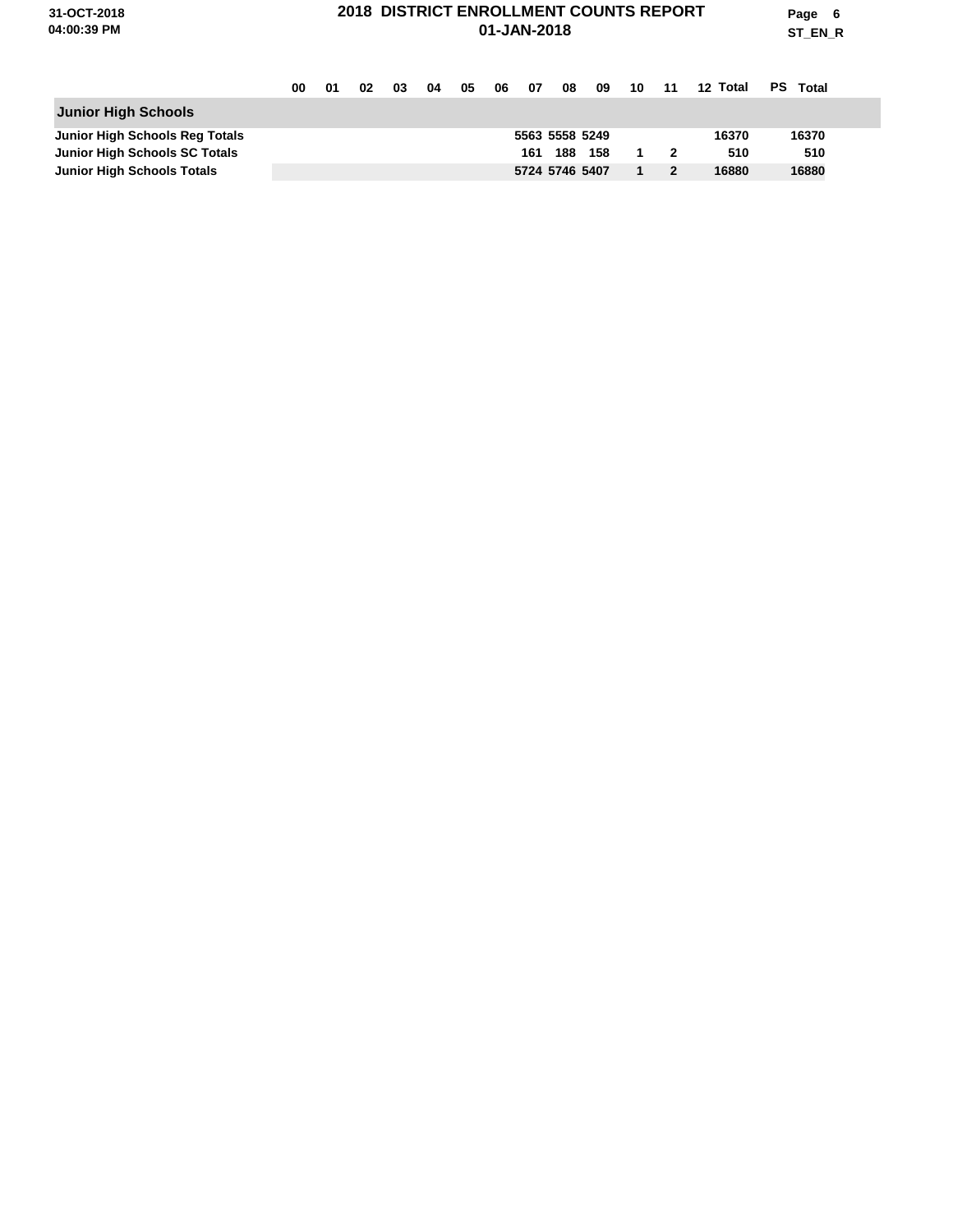## Junior High Schools

| | 00 | 01 | 02 | 03 | 04 | 05 | 06 | 07 | 08 | 09 | 10 | 11 | 12 | Total | PS | Total |
|---|---|---|---|---|---|---|---|---|---|---|---|---|---|---|---|---|
| **Junior High Schools Reg Totals** | | | | | | | | 5563 | 5558 | 5249 | | | | 16370 | | 16370 |
| **Junior High Schools SC Totals** | | | | | | | | 161 | 188 | 158 | 1 | 2 | | 510 | | 510 |
| **Junior High Schools Totals** | | | | | | | | 5724 | 5746 | 5407 | 1 | 2 | | 16880 | | 16880 |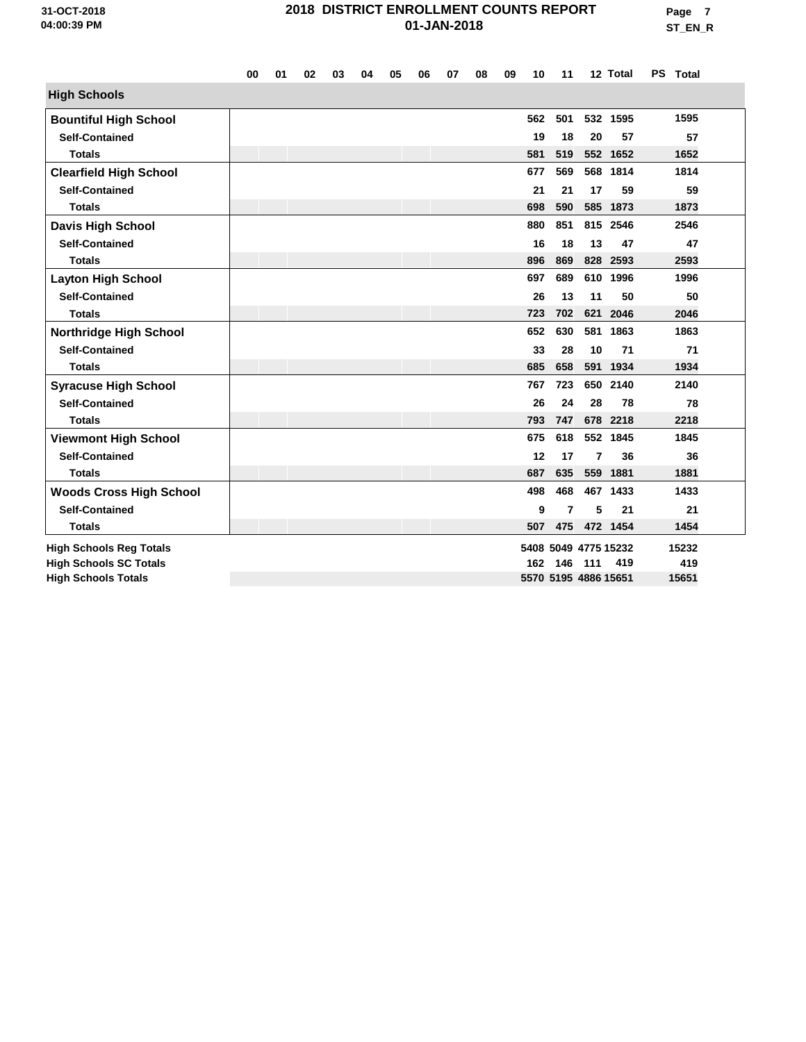# 2018 DISTRICT ENROLLMENT COUNTS REPORT

## 01-JAN-2018

| | 00 | 01 | 02 | 03 | 04 | 05 | 06 | 07 | 08 | 09 | 10 | 11 | 12 | Total | PS | Total |
|---|---|---|---|---|---|---|---|---|---|---|---|---|---|---|---|---|
| **High Schools** | | | | | | | | | | | | | | | | |
| **Bountiful High School** | | | | | | | | | | | 562 | 501 | 532 | 1595 | | 1595 |
| Self-Contained | | | | | | | | | | | 19 | 18 | 20 | 57 | | 57 |
| Totals | | | | | | | | | | | 581 | 519 | 552 | 1652 | | 1652 |
| **Clearfield High School** | | | | | | | | | | | 677 | 569 | 568 | 1814 | | 1814 |
| Self-Contained | | | | | | | | | | | 21 | 21 | 17 | 59 | | 59 |
| Totals | | | | | | | | | | | 698 | 590 | 585 | 1873 | | 1873 |
| **Davis High School** | | | | | | | | | | | 880 | 851 | 815 | 2546 | | 2546 |
| Self-Contained | | | | | | | | | | | 16 | 18 | 13 | 47 | | 47 |
| Totals | | | | | | | | | | | 896 | 869 | 828 | 2593 | | 2593 |
| **Layton High School** | | | | | | | | | | | 697 | 689 | 610 | 1996 | | 1996 |
| Self-Contained | | | | | | | | | | | 26 | 13 | 11 | 50 | | 50 |
| Totals | | | | | | | | | | | 723 | 702 | 621 | 2046 | | 2046 |
| **Northridge High School** | | | | | | | | | | | 652 | 630 | 581 | 1863 | | 1863 |
| Self-Contained | | | | | | | | | | | 33 | 28 | 10 | 71 | | 71 |
| Totals | | | | | | | | | | | 685 | 658 | 591 | 1934 | | 1934 |
| **Syracuse High School** | | | | | | | | | | | 767 | 723 | 650 | 2140 | | 2140 |
| Self-Contained | | | | | | | | | | | 26 | 24 | 28 | 78 | | 78 |
| Totals | | | | | | | | | | | 793 | 747 | 678 | 2218 | | 2218 |
| **Viewmont High School** | | | | | | | | | | | 675 | 618 | 552 | 1845 | | 1845 |
| Self-Contained | | | | | | | | | | | 12 | 17 | 7 | 36 | | 36 |
| Totals | | | | | | | | | | | 687 | 635 | 559 | 1881 | | 1881 |
| **Woods Cross High School** | | | | | | | | | | | 498 | 468 | 467 | 1433 | | 1433 |
| Self-Contained | | | | | | | | | | | 9 | 7 | 5 | 21 | | 21 |
| Totals | | | | | | | | | | | 507 | 475 | 472 | 1454 | | 1454 |
| **High Schools Reg Totals** | | | | | | | | | | | 5408 | 5049 | 4775 | 15232 | | 15232 |
| **High Schools SC Totals** | | | | | | | | | | | 162 | 146 | 111 | 419 | | 419 |
| **High Schools Totals** | | | | | | | | | | | 5570 | 5195 | 4886 | 15651 | | 15651 |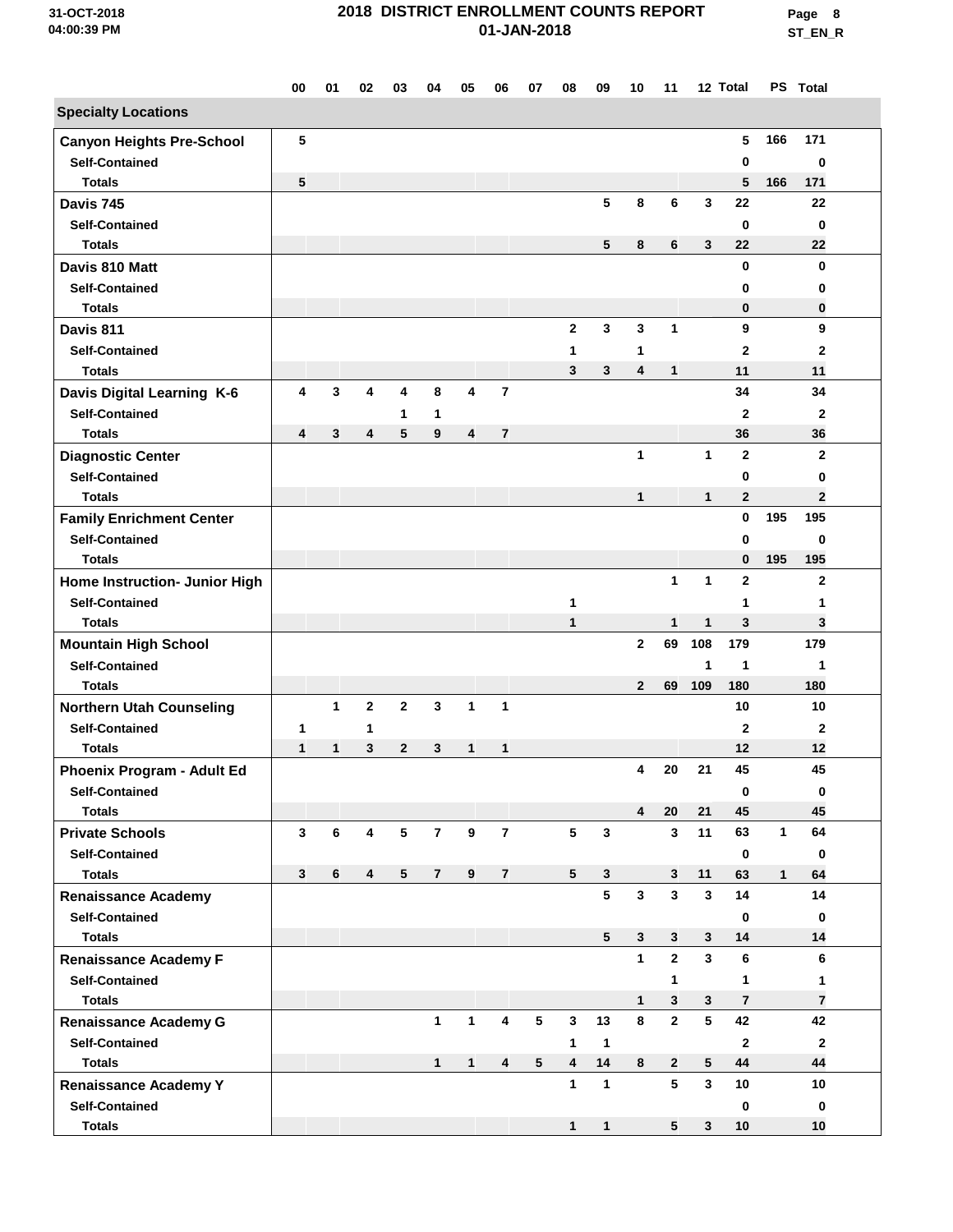# 2018 DISTRICT ENROLLMENT COUNTS REPORT

01-JAN-2018

| | 00 | 01 | 02 | 03 | 04 | 05 | 06 | 07 | 08 | 09 | 10 | 11 | 12 | Total | PS | Total |
|---|---|---|---|---|---|---|---|---|---|---|---|---|---|---|---|---|
| **Specialty Locations** | | | | | | | | | | | | | | | | |
| **Canyon Heights Pre-School** | 5 | | | | | | | | | | | | | 5 | 166 | 171 |
| Self-Contained | | | | | | | | | | | | | | 0 | | 0 |
| Totals | 5 | | | | | | | | | | | | | 5 | 166 | 171 |
| **Davis 745** | | | | | | | | | | 5 | 8 | 6 | 3 | 22 | | 22 |
| Self-Contained | | | | | | | | | | | | | | 0 | | 0 |
| Totals | | | | | | | | | | 5 | 8 | 6 | 3 | 22 | | 22 |
| **Davis 810 Matt** | | | | | | | | | | | | | | 0 | | 0 |
| Self-Contained | | | | | | | | | | | | | | 0 | | 0 |
| Totals | | | | | | | | | | | | | | 0 | | 0 |
| **Davis 811** | | | | | | | | | 2 | 3 | 3 | 1 | | 9 | | 9 |
| Self-Contained | | | | | | | | | 1 | | 1 | | | 2 | | 2 |
| Totals | | | | | | | | | 3 | 3 | 4 | 1 | | 11 | | 11 |
| **Davis Digital Learning K-6** | 4 | 3 | 4 | 4 | 8 | 4 | 7 | | | | | | | 34 | | 34 |
| Self-Contained | | | | 1 | 1 | | | | | | | | | 2 | | 2 |
| Totals | 4 | 3 | 4 | 5 | 9 | 4 | 7 | | | | | | | 36 | | 36 |
| **Diagnostic Center** | | | | | | | | | | | 1 | | 1 | 2 | | 2 |
| Self-Contained | | | | | | | | | | | | | | 0 | | 0 |
| Totals | | | | | | | | | | | 1 | | 1 | 2 | | 2 |
| **Family Enrichment Center** | | | | | | | | | | | | | | 0 | 195 | 195 |
| Self-Contained | | | | | | | | | | | | | | 0 | | 0 |
| Totals | | | | | | | | | | | | | | 0 | 195 | 195 |
| **Home Instruction- Junior High** | | | | | | | | | | | | 1 | 1 | 2 | | 2 |
| Self-Contained | | | | | | | | | 1 | | | | | 1 | | 1 |
| Totals | | | | | | | | | 1 | | | 1 | 1 | 3 | | 3 |
| **Mountain High School** | | | | | | | | | | | 2 | 69 | 108 | 179 | | 179 |
| Self-Contained | | | | | | | | | | | | | 1 | 1 | | 1 |
| Totals | | | | | | | | | | | 2 | 69 | 109 | 180 | | 180 |
| **Northern Utah Counseling** | | 1 | 2 | 2 | 3 | 1 | 1 | | | | | | | 10 | | 10 |
| Self-Contained | 1 | | 1 | | | | | | | | | | | 2 | | 2 |
| Totals | 1 | 1 | 3 | 2 | 3 | 1 | 1 | | | | | | | 12 | | 12 |
| **Phoenix Program - Adult Ed** | | | | | | | | | | | 4 | 20 | 21 | 45 | | 45 |
| Self-Contained | | | | | | | | | | | | | | 0 | | 0 |
| Totals | | | | | | | | | | | 4 | 20 | 21 | 45 | | 45 |
| **Private Schools** | 3 | 6 | 4 | 5 | 7 | 9 | 7 | | 5 | 3 | | 3 | 11 | 63 | 1 | 64 |
| Self-Contained | | | | | | | | | | | | | | 0 | | 0 |
| Totals | 3 | 6 | 4 | 5 | 7 | 9 | 7 | | 5 | 3 | | 3 | 11 | 63 | 1 | 64 |
| **Renaissance Academy** | | | | | | | | | | 5 | 3 | 3 | 3 | 14 | | 14 |
| Self-Contained | | | | | | | | | | | | | | 0 | | 0 |
| Totals | | | | | | | | | | 5 | 3 | 3 | 3 | 14 | | 14 |
| **Renaissance Academy F** | | | | | | | | | | | 1 | 2 | 3 | 6 | | 6 |
| Self-Contained | | | | | | | | | | | | 1 | | 1 | | 1 |
| Totals | | | | | | | | | | | 1 | 3 | 3 | 7 | | 7 |
| **Renaissance Academy G** | | | | | 1 | 1 | 4 | 5 | 3 | 13 | 8 | 2 | 5 | 42 | | 42 |
| Self-Contained | | | | | | | | | 1 | 1 | | | | 2 | | 2 |
| Totals | | | | | 1 | 1 | 4 | 5 | 4 | 14 | 8 | 2 | 5 | 44 | | 44 |
| **Renaissance Academy Y** | | | | | | | | | 1 | 1 | | 5 | 3 | 10 | | 10 |
| Self-Contained | | | | | | | | | | | | | | 0 | | 0 |
| Totals | | | | | | | | | 1 | 1 | | 5 | 3 | 10 | | 10 |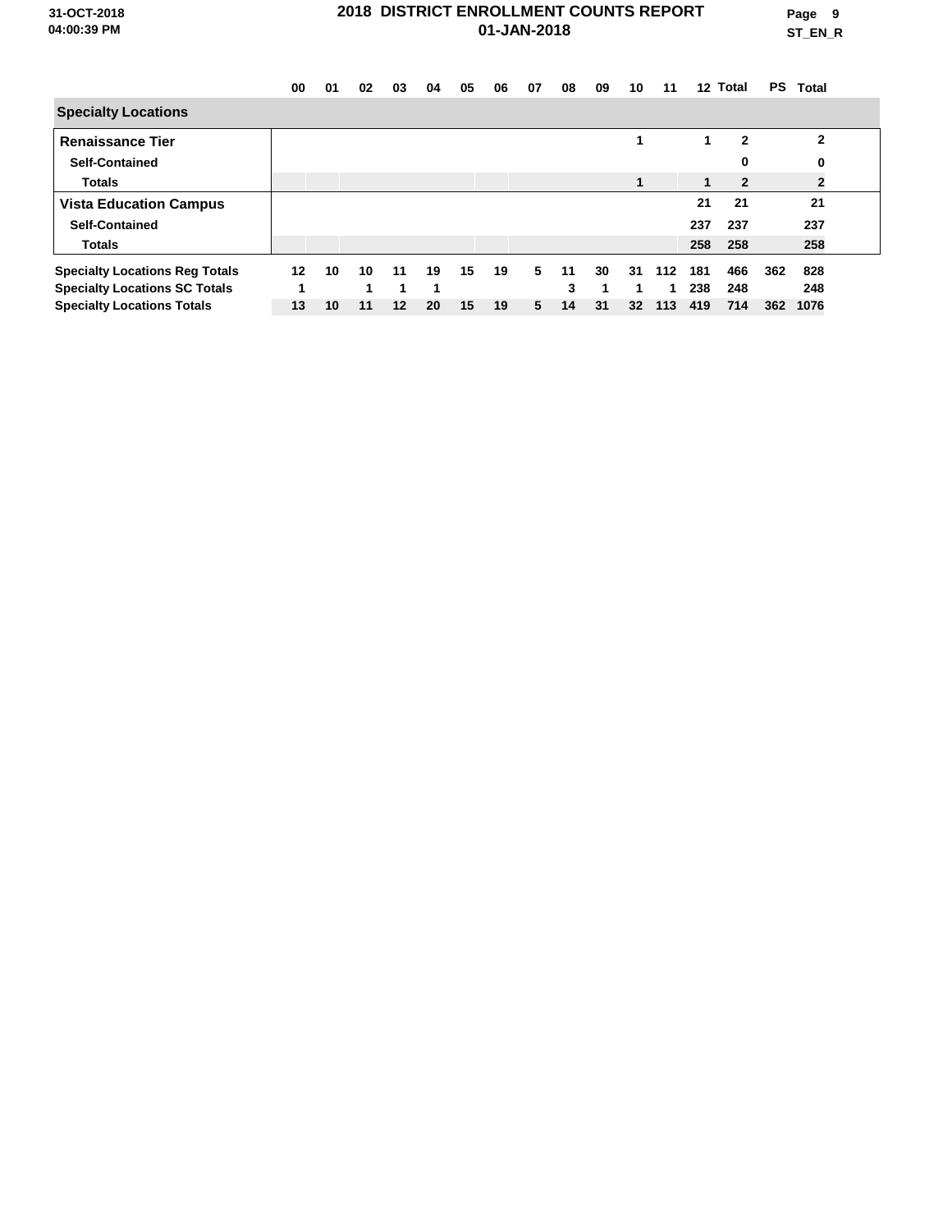# 2018 DISTRICT ENROLLMENT COUNTS REPORT

01-JAN-2018

ST_EN_R

| | 00 | 01 | 02 | 03 | 04 | 05 | 06 | 07 | 08 | 09 | 10 | 11 | 12 | Total | PS | Total |
|---|---|---|---|---|---|---|---|---|---|---|---|---|---|---|---|---|
| **Specialty Locations** | | | | | | | | | | | | | | | | |
| **Renaissance Tier** | | | | | | | | | | | 1 | | 1 | 2 | | 2 |
| Self-Contained | | | | | | | | | | | | | | 0 | | 0 |
| Totals | | | | | | | | | | | 1 | | 1 | 2 | | 2 |
| **Vista Education Campus** | | | | | | | | | | | | | 21 | 21 | | 21 |
| Self-Contained | | | | | | | | | | | | | 237 | 237 | | 237 |
| Totals | | | | | | | | | | | | | 258 | 258 | | 258 |
| **Specialty Locations Reg Totals** | 12 | 10 | 10 | 11 | 19 | 15 | 19 | 5 | 11 | 30 | 31 | 112 | 181 | 466 | 362 | 828 |
| **Specialty Locations SC Totals** | 1 | | 1 | 1 | 1 | | | | 3 | 1 | 1 | 1 | 238 | 248 | | 248 |
| **Specialty Locations Totals** | 13 | 10 | 11 | 12 | 20 | 15 | 19 | 5 | 14 | 31 | 32 | 113 | 419 | 714 | 362 | 1076 |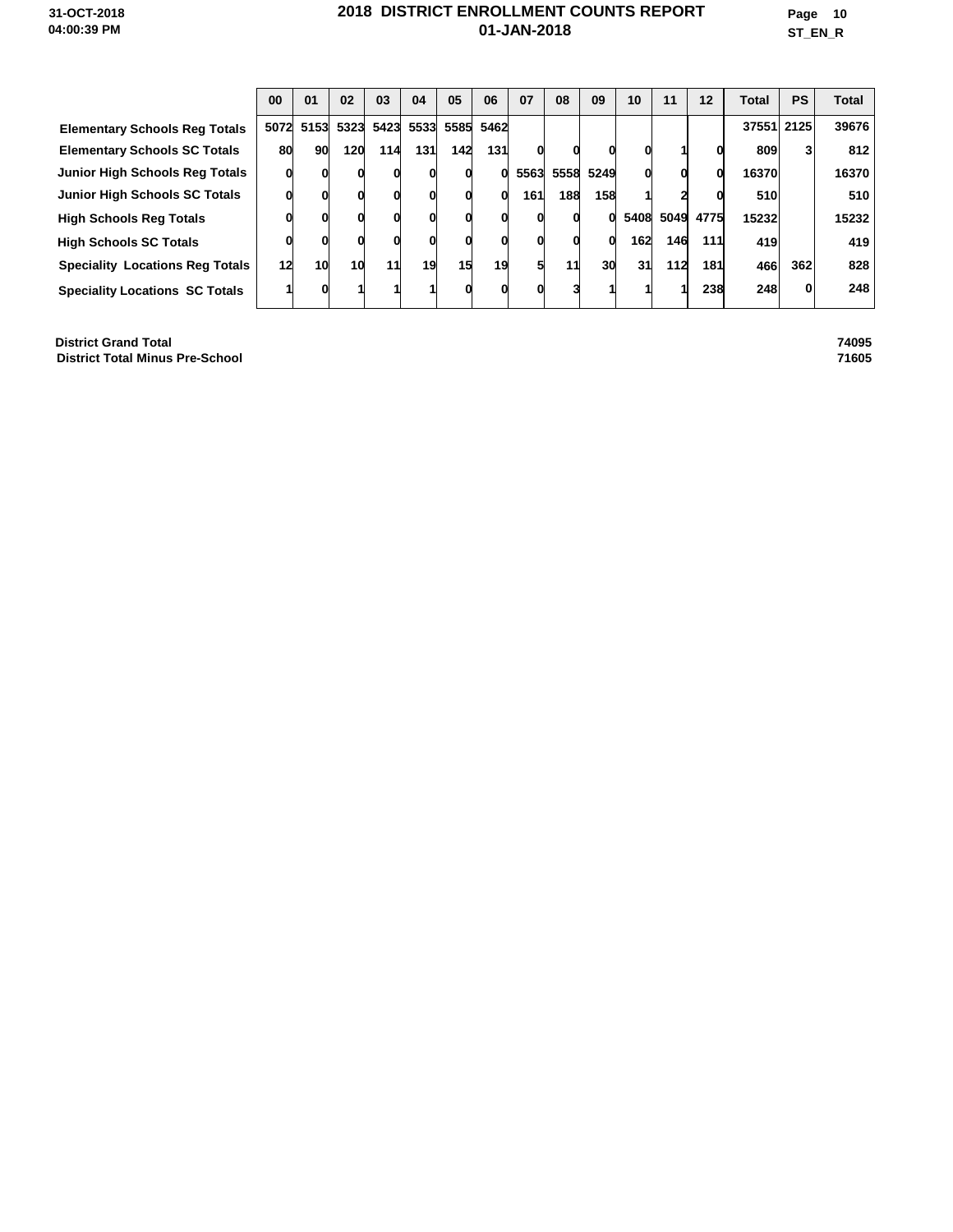# 2018 DISTRICT ENROLLMENT COUNTS REPORT

01-JAN-2018

| | 00 | 01 | 02 | 03 | 04 | 05 | 06 | 07 | 08 | 09 | 10 | 11 | 12 | Total | PS | Total |
|---|---|---|---|---|---|---|---|---|---|---|---|---|---|---|---|---|
| **Elementary Schools Reg Totals** | 5072 | 5153 | 5323 | 5423 | 5533 | 5585 | 5462 | | | | | | | 37551 | 2125 | 39676 |
| **Elementary Schools SC Totals** | 80 | 90 | 120 | 114 | 131 | 142 | 131 | 0 | 0 | 0 | 0 | 1 | 0 | 809 | 3 | 812 |
| **Junior High Schools Reg Totals** | 0 | 0 | 0 | 0 | 0 | 0 | 0 | 5563 | 5558 | 5249 | 0 | 0 | 0 | 16370 | | 16370 |
| **Junior High Schools SC Totals** | 0 | 0 | 0 | 0 | 0 | 0 | 0 | 161 | 188 | 158 | 1 | 2 | 0 | 510 | | 510 |
| **High Schools Reg Totals** | 0 | 0 | 0 | 0 | 0 | 0 | 0 | 0 | 0 | 0 | 5408 | 5049 | 4775 | 15232 | | 15232 |
| **High Schools SC Totals** | 0 | 0 | 0 | 0 | 0 | 0 | 0 | 0 | 0 | 0 | 162 | 146 | 111 | 419 | | 419 |
| **Speciality Locations Reg Totals** | 12 | 10 | 10 | 11 | 19 | 15 | 19 | 5 | 11 | 30 | 31 | 112 | 181 | 466 | 362 | 828 |
| **Speciality Locations SC Totals** | 1 | 0 | 1 | 1 | 1 | 0 | 0 | 0 | 3 | 1 | 1 | 1 | 238 | 248 | 0 | 248 |

**District Grand Total** 74095

**District Total Minus Pre-School** 71605